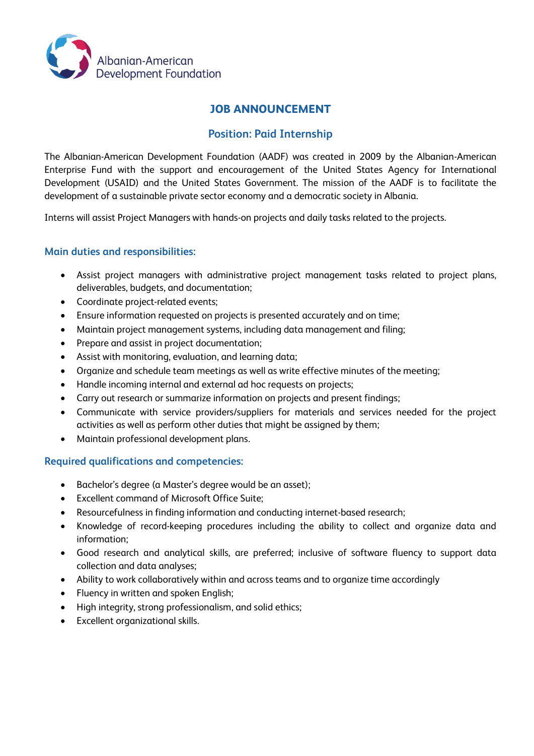Albanian-American Development Foundation

# JOB ANNOUNCEMENT

## Position: Paid Internship

The Albanian-American Development Foundation (AADF) was created in 2009 by the Albanian-American Enterprise Fund with the support and encouragement of the United States Agency for International Development (USAID) and the United States Government. The mission of the AADF is to facilitate the development of a sustainable private sector economy and a democratic society in Albania.

Interns will assist Project Managers with hands-on projects and daily tasks related to the projects.

### Main duties and responsibilities:

- Assist project managers with administrative project management tasks related to project plans, deliverables, budgets, and documentation;
- Coordinate project-related events;
- Ensure information requested on projects is presented accurately and on time;
- Maintain project management systems, including data management and filing;
- Prepare and assist in project documentation;
- Assist with monitoring, evaluation, and learning data;
- Organize and schedule team meetings as well as write effective minutes of the meeting;
- Handle incoming internal and external ad hoc requests on projects;
- Carry out research or summarize information on projects and present findings;
- Communicate with service providers/suppliers for materials and services needed for the project activities as well as perform other duties that might be assigned by them;
- Maintain professional development plans.

### Required qualifications and competencies:

- Bachelor's degree (a Master's degree would be an asset);
- Excellent command of Microsoft Office Suite;
- Resourcefulness in finding information and conducting internet-based research;
- Knowledge of record-keeping procedures including the ability to collect and organize data and information;
- Good research and analytical skills, are preferred; inclusive of software fluency to support data collection and data analyses;
- Ability to work collaboratively within and across teams and to organize time accordingly
- Fluency in written and spoken English;
- High integrity, strong professionalism, and solid ethics;
- Excellent organizational skills.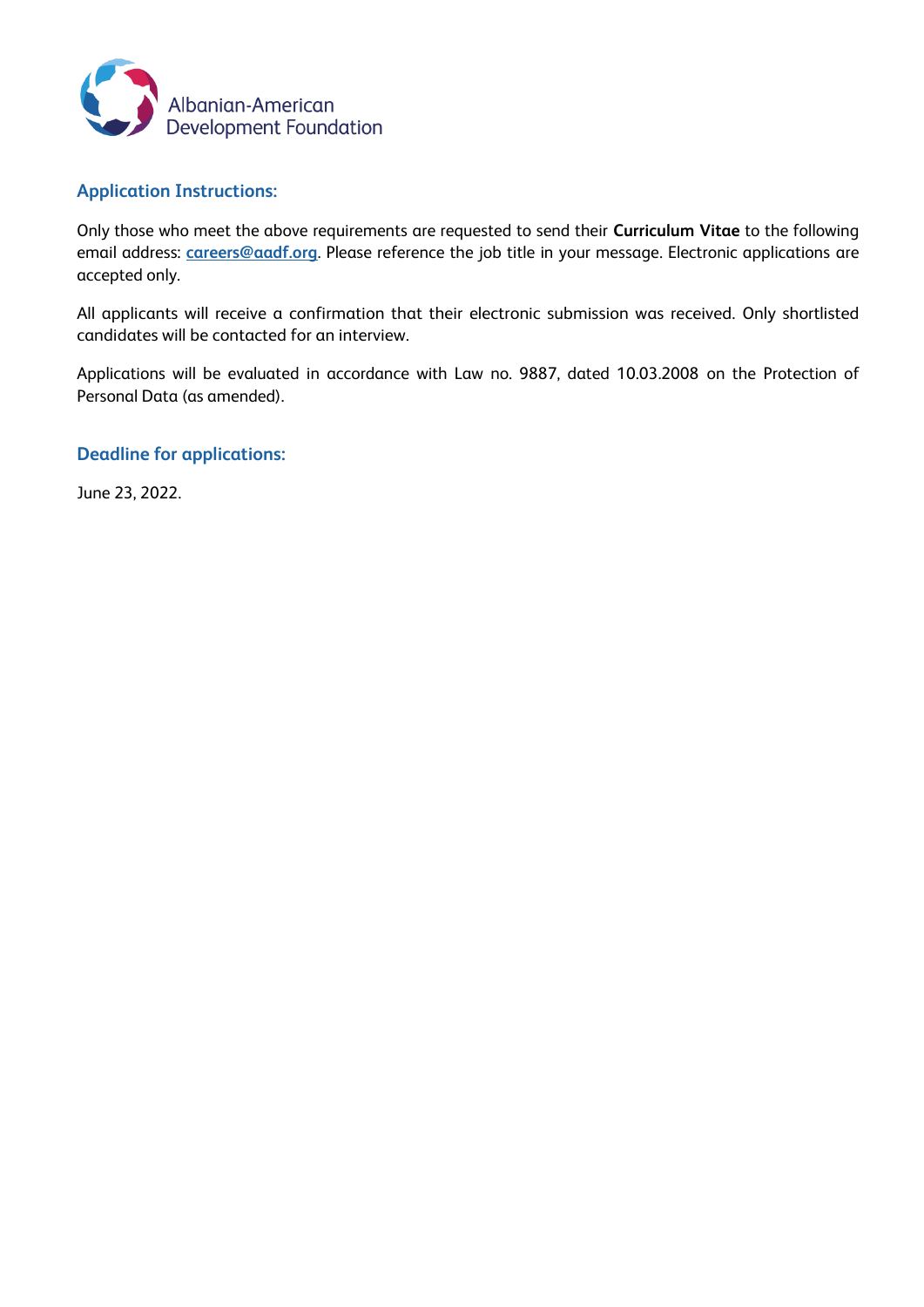## Application Instructions:

Only those who meet the above requirements are requested to send their **Curriculum Vitae** to the following email address: **careers@aadf.org**. Please reference the job title in your message. Electronic applications are accepted only.

All applicants will receive a confirmation that their electronic submission was received. Only shortlisted candidates will be contacted for an interview.

Applications will be evaluated in accordance with Law no. 9887, dated 10.03.2008 on the Protection of Personal Data (as amended).

## Deadline for applications:

June 23, 2022.